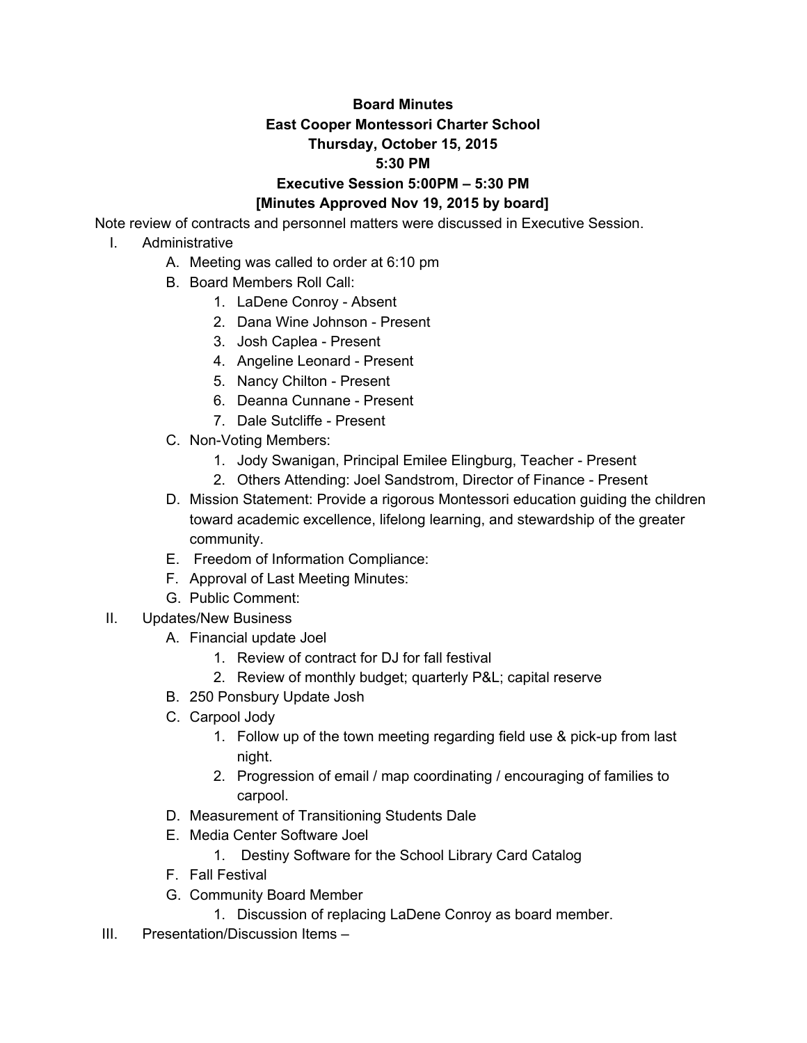**Board Minutes**

**East Cooper Montessori Charter School**

**Thursday, October 15, 2015**

**5:30 PM**

**Executive Session 5:00PM – 5:30 PM**

**[Minutes Approved Nov 19, 2015 by board]**

Note review of contracts and personnel matters were discussed in Executive Session.

I. Administrative
   A. Meeting was called to order at 6:10 pm
   B. Board Members Roll Call:
      1. LaDene Conroy - Absent
      2. Dana Wine Johnson - Present
      3. Josh Caplea - Present
      4. Angeline Leonard - Present
      5. Nancy Chilton - Present
      6. Deanna Cunnane - Present
      7. Dale Sutcliffe - Present
   C. Non-Voting Members:
      1. Jody Swanigan, Principal Emilee Elingburg, Teacher - Present
      2. Others Attending: Joel Sandstrom, Director of Finance - Present
   D. Mission Statement: Provide a rigorous Montessori education guiding the children toward academic excellence, lifelong learning, and stewardship of the greater community.
   E. Freedom of Information Compliance:
   F. Approval of Last Meeting Minutes:
   G. Public Comment:

II. Updates/New Business
   A. Financial update Joel
      1. Review of contract for DJ for fall festival
      2. Review of monthly budget; quarterly P&L; capital reserve
   B. 250 Ponsbury Update Josh
   C. Carpool Jody
      1. Follow up of the town meeting regarding field use & pick-up from last night.
      2. Progression of email / map coordinating / encouraging of families to carpool.
   D. Measurement of Transitioning Students Dale
   E. Media Center Software Joel
      1. Destiny Software for the School Library Card Catalog
   F. Fall Festival
   G. Community Board Member
      1. Discussion of replacing LaDene Conroy as board member.

III. Presentation/Discussion Items –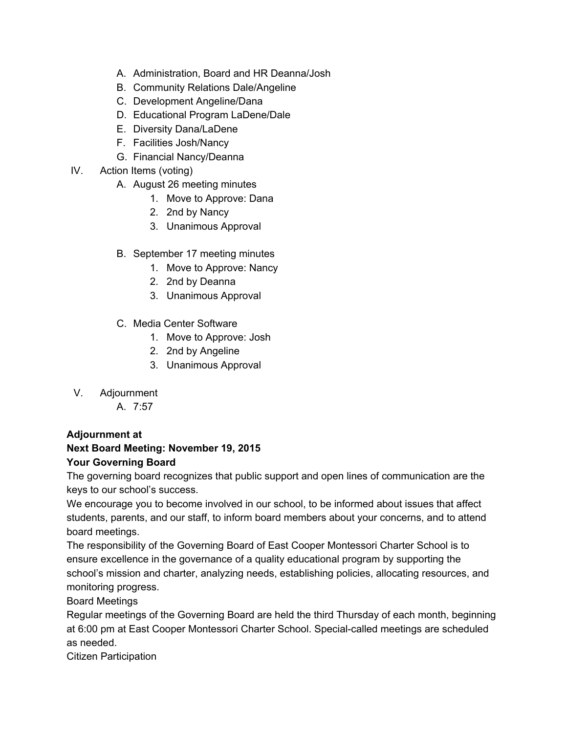A. Administration, Board and HR Deanna/Josh
   B. Community Relations Dale/Angeline
   C. Development Angeline/Dana
   D. Educational Program LaDene/Dale
   E. Diversity Dana/LaDene
   F. Facilities Josh/Nancy
   G. Financial Nancy/Deanna

IV. Action Items (voting)

   A. August 26 meeting minutes
      1. Move to Approve: Dana
      2. 2nd by Nancy
      3. Unanimous Approval

   B. September 17 meeting minutes
      1. Move to Approve: Nancy
      2. 2nd by Deanna
      3. Unanimous Approval

   C. Media Center Software
      1. Move to Approve: Josh
      2. 2nd by Angeline
      3. Unanimous Approval

V. Adjournment

   A. 7:57

**Adjournment at**

**Next Board Meeting: November 19, 2015**

**Your Governing Board**

The governing board recognizes that public support and open lines of communication are the keys to our school's success.

We encourage you to become involved in our school, to be informed about issues that affect students, parents, and our staff, to inform board members about your concerns, and to attend board meetings.

The responsibility of the Governing Board of East Cooper Montessori Charter School is to ensure excellence in the governance of a quality educational program by supporting the school's mission and charter, analyzing needs, establishing policies, allocating resources, and monitoring progress.

Board Meetings

Regular meetings of the Governing Board are held the third Thursday of each month, beginning at 6:00 pm at East Cooper Montessori Charter School. Special-called meetings are scheduled as needed.

Citizen Participation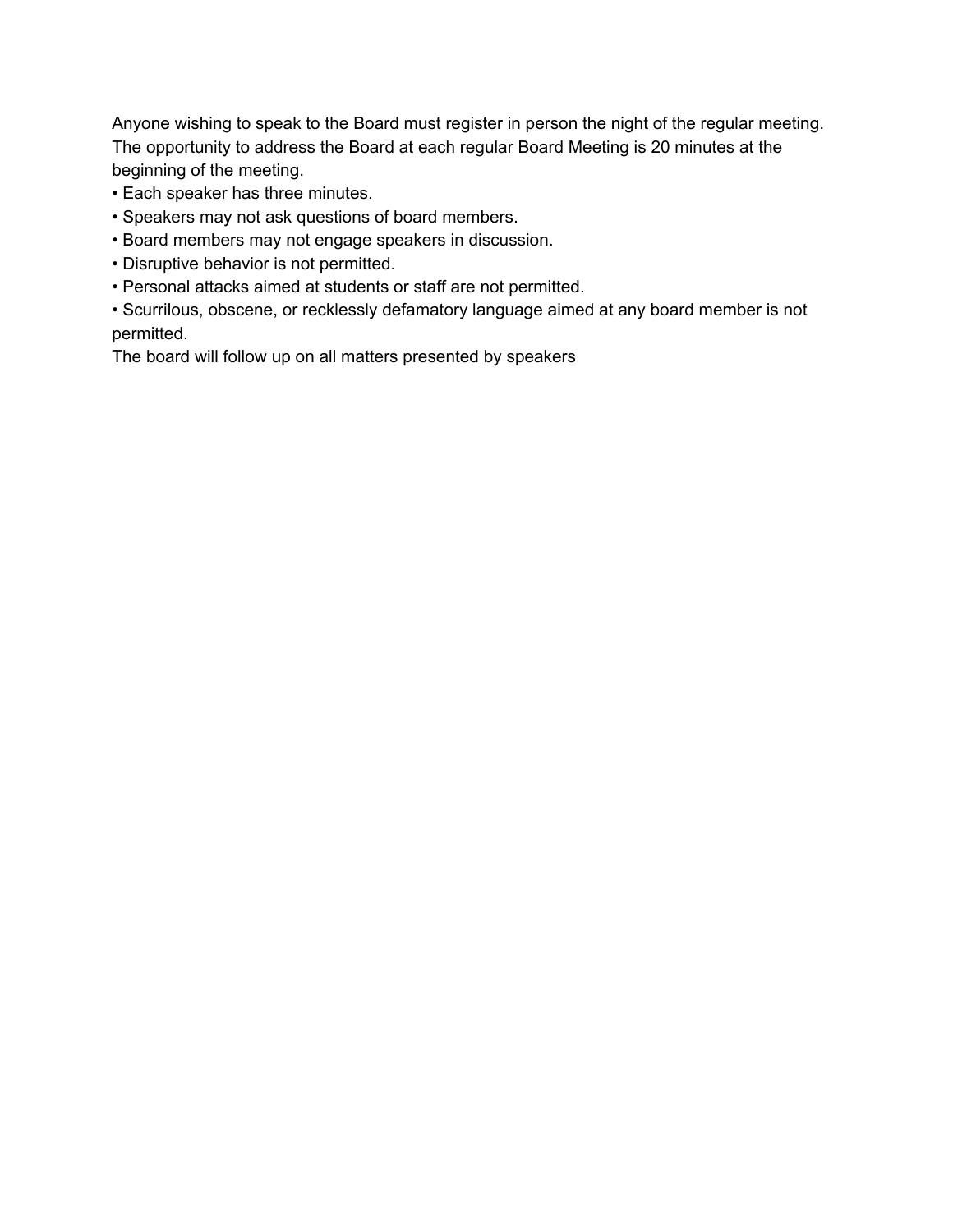Anyone wishing to speak to the Board must register in person the night of the regular meeting. The opportunity to address the Board at each regular Board Meeting is 20 minutes at the beginning of the meeting.

- Each speaker has three minutes.
- Speakers may not ask questions of board members.
- Board members may not engage speakers in discussion.
- Disruptive behavior is not permitted.
- Personal attacks aimed at students or staff are not permitted.
- Scurrilous, obscene, or recklessly defamatory language aimed at any board member is not permitted.

The board will follow up on all matters presented by speakers